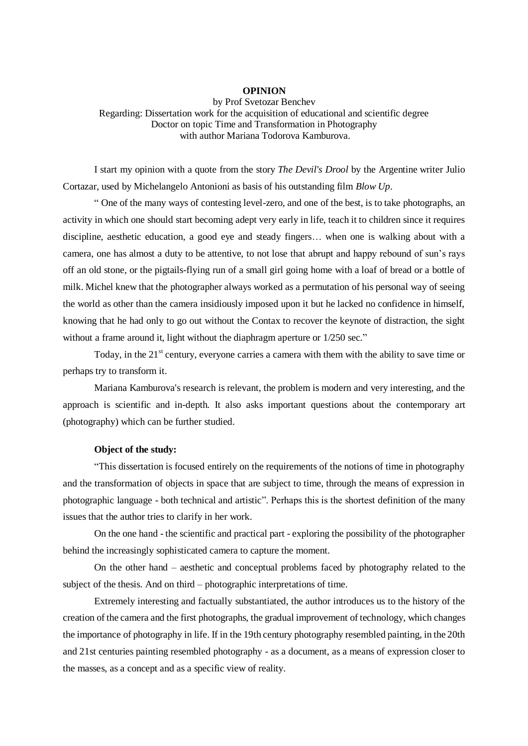**OPINION**

by Prof Svetozar Benchev

Regarding: Dissertation work for the acquisition of educational and scientific degree Doctor on topic Time and Transformation in Photography with author Mariana Todorova Kamburova.

I start my opinion with a quote from the story *The Devil's Drool* by the Argentine writer Julio Cortazar, used by Michelangelo Antonioni as basis of his outstanding film *Blow Up*.

" One of the many ways of contesting level-zero, and one of the best, is to take photographs, an activity in which one should start becoming adept very early in life, teach it to children since it requires discipline, aesthetic education, a good eye and steady fingers… when one is walking about with a camera, one has almost a duty to be attentive, to not lose that abrupt and happy rebound of sun's rays off an old stone, or the pigtails-flying run of a small girl going home with a loaf of bread or a bottle of milk. Michel knew that the photographer always worked as a permutation of his personal way of seeing the world as other than the camera insidiously imposed upon it but he lacked no confidence in himself, knowing that he had only to go out without the Contax to recover the keynote of distraction, the sight without a frame around it, light without the diaphragm aperture or 1/250 sec."

Today, in the 21st century, everyone carries a camera with them with the ability to save time or perhaps try to transform it.

Mariana Kamburova's research is relevant, the problem is modern and very interesting, and the approach is scientific and in-depth. It also asks important questions about the contemporary art (photography) which can be further studied.

**Object of the study:**

"This dissertation is focused entirely on the requirements of the notions of time in photography and the transformation of objects in space that are subject to time, through the means of expression in photographic language - both technical and artistic". Perhaps this is the shortest definition of the many issues that the author tries to clarify in her work.

On the one hand - the scientific and practical part - exploring the possibility of the photographer behind the increasingly sophisticated camera to capture the moment.

On the other hand – aesthetic and conceptual problems faced by photography related to the subject of the thesis. And on third – photographic interpretations of time.

Extremely interesting and factually substantiated, the author introduces us to the history of the creation of the camera and the first photographs, the gradual improvement of technology, which changes the importance of photography in life. If in the 19th century photography resembled painting, in the 20th and 21st centuries painting resembled photography - as a document, as a means of expression closer to the masses, as a concept and as a specific view of reality.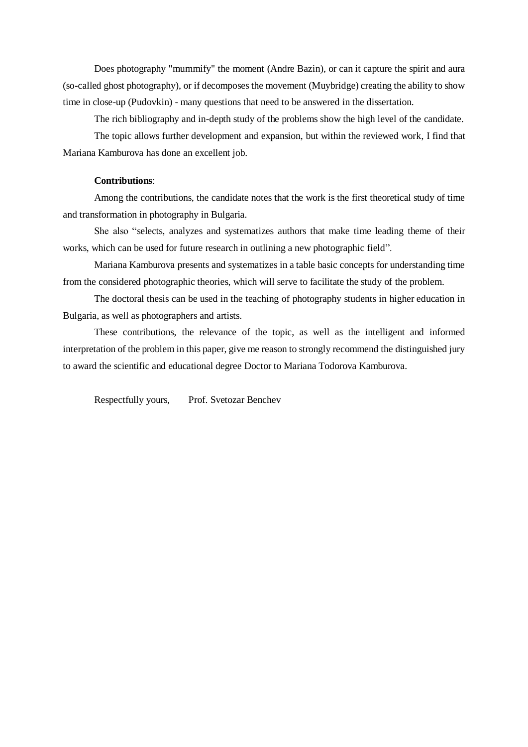Does photography "mummify" the moment (Andre Bazin), or can it capture the spirit and aura (so-called ghost photography), or if decomposes the movement (Muybridge) creating the ability to show time in close-up (Pudovkin) - many questions that need to be answered in the dissertation.

The rich bibliography and in-depth study of the problems show the high level of the candidate.

The topic allows further development and expansion, but within the reviewed work, I find that Mariana Kamburova has done an excellent job.

**Contributions**:

Among the contributions, the candidate notes that the work is the first theoretical study of time and transformation in photography in Bulgaria.

She also "selects, analyzes and systematizes authors that make time leading theme of their works, which can be used for future research in outlining a new photographic field".

Mariana Kamburova presents and systematizes in a table basic concepts for understanding time from the considered photographic theories, which will serve to facilitate the study of the problem.

The doctoral thesis can be used in the teaching of photography students in higher education in Bulgaria, as well as photographers and artists.

These contributions, the relevance of the topic, as well as the intelligent and informed interpretation of the problem in this paper, give me reason to strongly recommend the distinguished jury to award the scientific and educational degree Doctor to Mariana Todorova Kamburova.

Respectfully yours, Prof. Svetozar Benchev